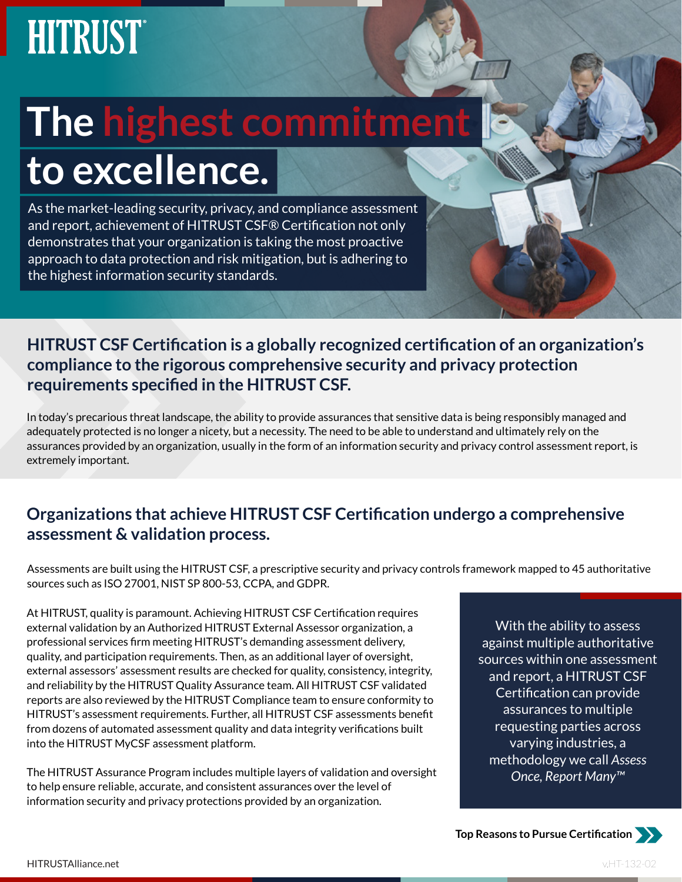HITRUST

# The highest commitment to excellence.

As the market-leading security, privacy, and compliance assessment and report, achievement of HITRUST CSF® Certification not only demonstrates that your organization is taking the most proactive approach to data protection and risk mitigation, but is adhering to the highest information security standards.

## HITRUST CSF Certification is a globally recognized certification of an organization's compliance to the rigorous comprehensive security and privacy protection requirements specified in the HITRUST CSF.

In today's precarious threat landscape, the ability to provide assurances that sensitive data is being responsibly managed and adequately protected is no longer a nicety, but a necessity. The need to be able to understand and ultimately rely on the assurances provided by an organization, usually in the form of an information security and privacy control assessment report, is extremely important.

## Organizations that achieve HITRUST CSF Certification undergo a comprehensive assessment & validation process.

Assessments are built using the HITRUST CSF, a prescriptive security and privacy controls framework mapped to 45 authoritative sources such as ISO 27001, NIST SP 800-53, CCPA, and GDPR.

At HITRUST, quality is paramount. Achieving HITRUST CSF Certification requires external validation by an Authorized HITRUST External Assessor organization, a professional services firm meeting HITRUST's demanding assessment delivery, quality, and participation requirements. Then, as an additional layer of oversight, external assessors' assessment results are checked for quality, consistency, integrity, and reliability by the HITRUST Quality Assurance team. All HITRUST CSF validated reports are also reviewed by the HITRUST Compliance team to ensure conformity to HITRUST's assessment requirements. Further, all HITRUST CSF assessments benefit from dozens of automated assessment quality and data integrity verifications built into the HITRUST MyCSF assessment platform.

The HITRUST Assurance Program includes multiple layers of validation and oversight to help ensure reliable, accurate, and consistent assurances over the level of information security and privacy protections provided by an organization.

With the ability to assess against multiple authoritative sources within one assessment and report, a HITRUST CSF Certification can provide assurances to multiple requesting parties across varying industries, a methodology we call *Assess Once, Report Many™*

**Top Reasons to Pursue Certification**

HITRUSTAlliance.net

v.HT-132-02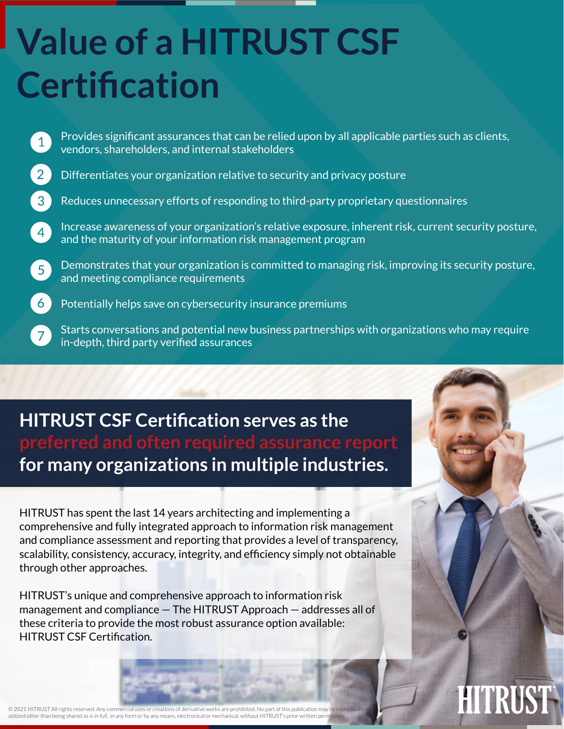# Value of a HITRUST CSF Certification

1. Provides significant assurances that can be relied upon by all applicable parties such as clients, vendors, shareholders, and internal stakeholders
2. Differentiates your organization relative to security and privacy posture
3. Reduces unnecessary efforts of responding to third-party proprietary questionnaires
4. Increase awareness of your organization's relative exposure, inherent risk, current security posture, and the maturity of your information risk management program
5. Demonstrates that your organization is committed to managing risk, improving its security posture, and meeting compliance requirements
6. Potentially helps save on cybersecurity insurance premiums
7. Starts conversations and potential new business partnerships with organizations who may require in-depth, third party verified assurances

## HITRUST CSF Certification serves as the preferred and often required assurance report for many organizations in multiple industries.

HITRUST has spent the last 14 years architecting and implementing a comprehensive and fully integrated approach to information risk management and compliance assessment and reporting that provides a level of transparency, scalability, consistency, accuracy, integrity, and efficiency simply not obtainable through other approaches.

HITRUST's unique and comprehensive approach to information risk management and compliance — The HITRUST Approach — addresses all of these criteria to provide the most robust assurance option available: HITRUST CSF Certification.

© 2021 HITRUST All rights reserved. Any commercial uses or creations of derivative works are prohibited. No part of this publication may be reproduced or utilized other than being shared as is in full, in any form or by any means, electronical or mechanical, without HITRUST's prior written permission.

HITRUST